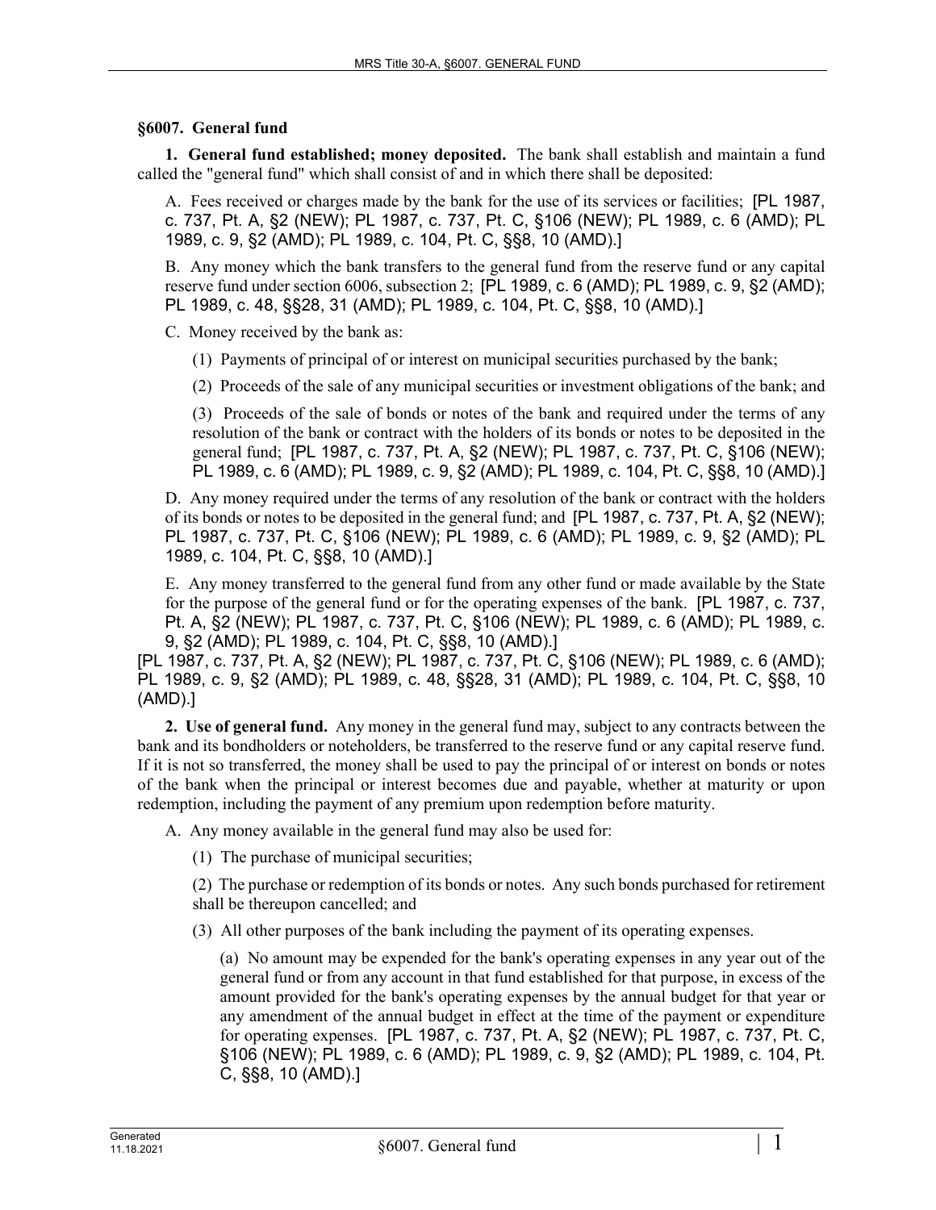## §6007. General fund

**1. General fund established; money deposited.** The bank shall establish and maintain a fund called the "general fund" which shall consist of and in which there shall be deposited:

A. Fees received or charges made by the bank for the use of its services or facilities; [PL 1987, c. 737, Pt. A, §2 (NEW); PL 1987, c. 737, Pt. C, §106 (NEW); PL 1989, c. 6 (AMD); PL 1989, c. 9, §2 (AMD); PL 1989, c. 104, Pt. C, §§8, 10 (AMD).]

B. Any money which the bank transfers to the general fund from the reserve fund or any capital reserve fund under section 6006, subsection 2; [PL 1989, c. 6 (AMD); PL 1989, c. 9, §2 (AMD); PL 1989, c. 48, §§28, 31 (AMD); PL 1989, c. 104, Pt. C, §§8, 10 (AMD).]

C. Money received by the bank as:

(1) Payments of principal of or interest on municipal securities purchased by the bank;

(2) Proceeds of the sale of any municipal securities or investment obligations of the bank; and

(3) Proceeds of the sale of bonds or notes of the bank and required under the terms of any resolution of the bank or contract with the holders of its bonds or notes to be deposited in the general fund; [PL 1987, c. 737, Pt. A, §2 (NEW); PL 1987, c. 737, Pt. C, §106 (NEW); PL 1989, c. 6 (AMD); PL 1989, c. 9, §2 (AMD); PL 1989, c. 104, Pt. C, §§8, 10 (AMD).]

D. Any money required under the terms of any resolution of the bank or contract with the holders of its bonds or notes to be deposited in the general fund; and [PL 1987, c. 737, Pt. A, §2 (NEW); PL 1987, c. 737, Pt. C, §106 (NEW); PL 1989, c. 6 (AMD); PL 1989, c. 9, §2 (AMD); PL 1989, c. 104, Pt. C, §§8, 10 (AMD).]

E. Any money transferred to the general fund from any other fund or made available by the State for the purpose of the general fund or for the operating expenses of the bank. [PL 1987, c. 737, Pt. A, §2 (NEW); PL 1987, c. 737, Pt. C, §106 (NEW); PL 1989, c. 6 (AMD); PL 1989, c. 9, §2 (AMD); PL 1989, c. 104, Pt. C, §§8, 10 (AMD).]

[PL 1987, c. 737, Pt. A, §2 (NEW); PL 1987, c. 737, Pt. C, §106 (NEW); PL 1989, c. 6 (AMD); PL 1989, c. 9, §2 (AMD); PL 1989, c. 48, §§28, 31 (AMD); PL 1989, c. 104, Pt. C, §§8, 10 (AMD).]

**2. Use of general fund.** Any money in the general fund may, subject to any contracts between the bank and its bondholders or noteholders, be transferred to the reserve fund or any capital reserve fund. If it is not so transferred, the money shall be used to pay the principal of or interest on bonds or notes of the bank when the principal or interest becomes due and payable, whether at maturity or upon redemption, including the payment of any premium upon redemption before maturity.

A. Any money available in the general fund may also be used for:

(1) The purchase of municipal securities;

(2) The purchase or redemption of its bonds or notes. Any such bonds purchased for retirement shall be thereupon cancelled; and

(3) All other purposes of the bank including the payment of its operating expenses.

(a) No amount may be expended for the bank's operating expenses in any year out of the general fund or from any account in that fund established for that purpose, in excess of the amount provided for the bank's operating expenses by the annual budget for that year or any amendment of the annual budget in effect at the time of the payment or expenditure for operating expenses. [PL 1987, c. 737, Pt. A, §2 (NEW); PL 1987, c. 737, Pt. C, §106 (NEW); PL 1989, c. 6 (AMD); PL 1989, c. 9, §2 (AMD); PL 1989, c. 104, Pt. C, §§8, 10 (AMD).]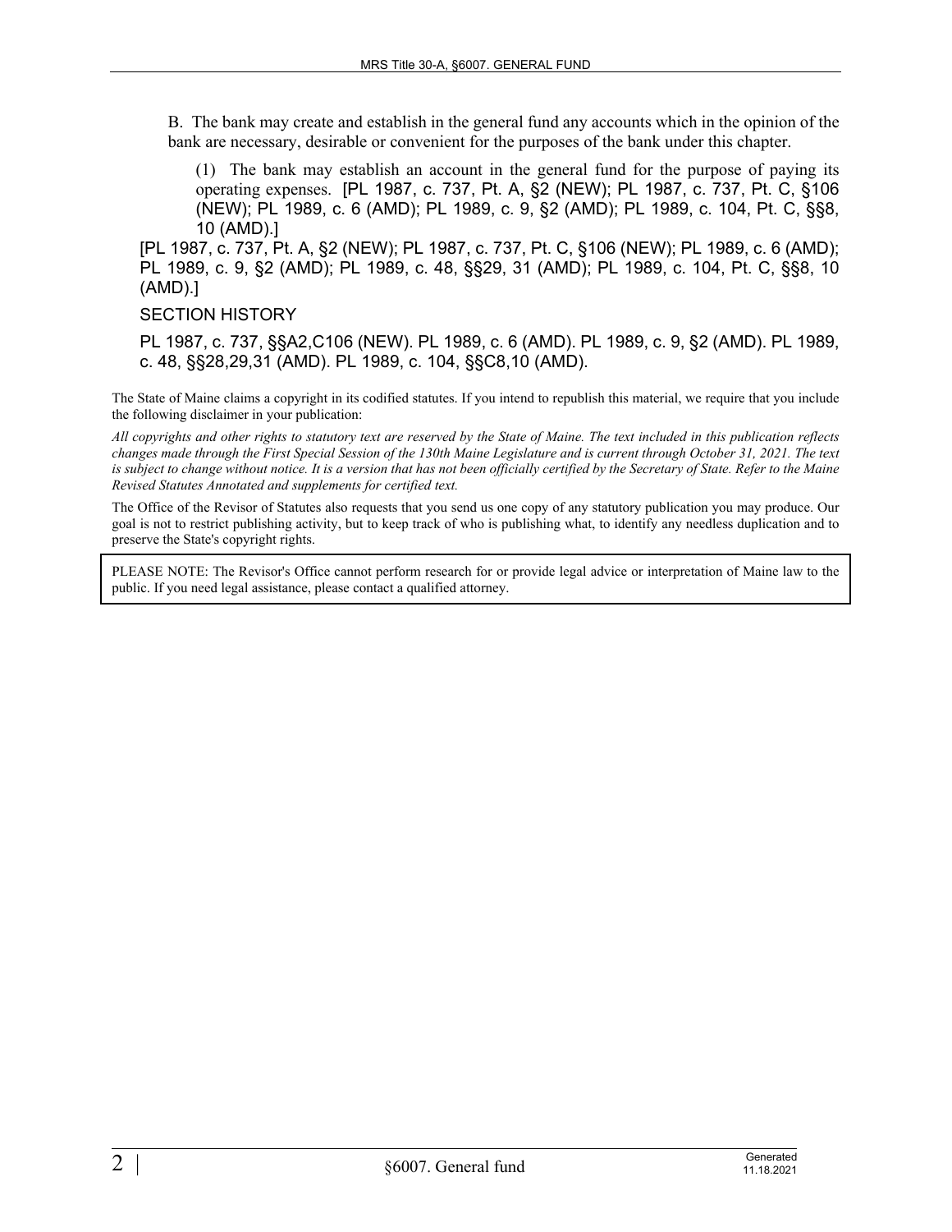B. The bank may create and establish in the general fund any accounts which in the opinion of the bank are necessary, desirable or convenient for the purposes of the bank under this chapter.

(1) The bank may establish an account in the general fund for the purpose of paying its operating expenses. [PL 1987, c. 737, Pt. A, §2 (NEW); PL 1987, c. 737, Pt. C, §106 (NEW); PL 1989, c. 6 (AMD); PL 1989, c. 9, §2 (AMD); PL 1989, c. 104, Pt. C, §§8, 10 (AMD).]

[PL 1987, c. 737, Pt. A, §2 (NEW); PL 1987, c. 737, Pt. C, §106 (NEW); PL 1989, c. 6 (AMD); PL 1989, c. 9, §2 (AMD); PL 1989, c. 48, §§29, 31 (AMD); PL 1989, c. 104, Pt. C, §§8, 10 (AMD).]

SECTION HISTORY

PL 1987, c. 737, §§A2,C106 (NEW). PL 1989, c. 6 (AMD). PL 1989, c. 9, §2 (AMD). PL 1989, c. 48, §§28,29,31 (AMD). PL 1989, c. 104, §§C8,10 (AMD).

The State of Maine claims a copyright in its codified statutes. If you intend to republish this material, we require that you include the following disclaimer in your publication:

*All copyrights and other rights to statutory text are reserved by the State of Maine. The text included in this publication reflects changes made through the First Special Session of the 130th Maine Legislature and is current through October 31, 2021. The text is subject to change without notice. It is a version that has not been officially certified by the Secretary of State. Refer to the Maine Revised Statutes Annotated and supplements for certified text.*

The Office of the Revisor of Statutes also requests that you send us one copy of any statutory publication you may produce. Our goal is not to restrict publishing activity, but to keep track of who is publishing what, to identify any needless duplication and to preserve the State's copyright rights.

PLEASE NOTE: The Revisor's Office cannot perform research for or provide legal advice or interpretation of Maine law to the public. If you need legal assistance, please contact a qualified attorney.